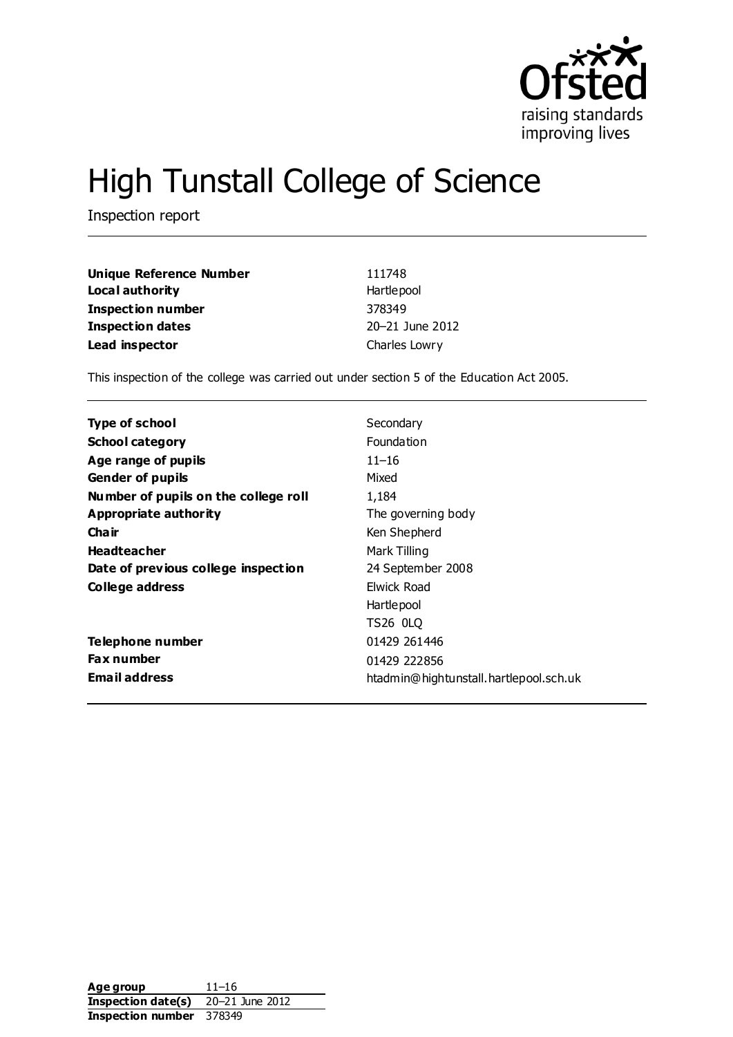# High Tunstall College of Science

Inspection report

| | |
|---|---|
| **Unique Reference Number** | 111748 |
| **Local authority** | Hartlepool |
| **Inspection number** | 378349 |
| **Inspection dates** | 20–21 June 2012 |
| **Lead inspector** | Charles Lowry |

This inspection of the college was carried out under section 5 of the Education Act 2005.

| | |
|---|---|
| **Type of school** | Secondary |
| **School category** | Foundation |
| **Age range of pupils** | 11–16 |
| **Gender of pupils** | Mixed |
| **Number of pupils on the college roll** | 1,184 |
| **Appropriate authority** | The governing body |
| **Chair** | Ken Shepherd |
| **Headteacher** | Mark Tilling |
| **Date of previous college inspection** | 24 September 2008 |
| **College address** | Elwick Road<br>Hartlepool<br>TS26 0LQ |
| **Telephone number** | 01429 261446 |
| **Fax number** | 01429 222856 |
| **Email address** | htadmin@hightunstall.hartlepool.sch.uk |

| | |
|---|---|
| **Age group** | 11–16 |
| **Inspection date(s)** | 20–21 June 2012 |
| **Inspection number** | 378349 |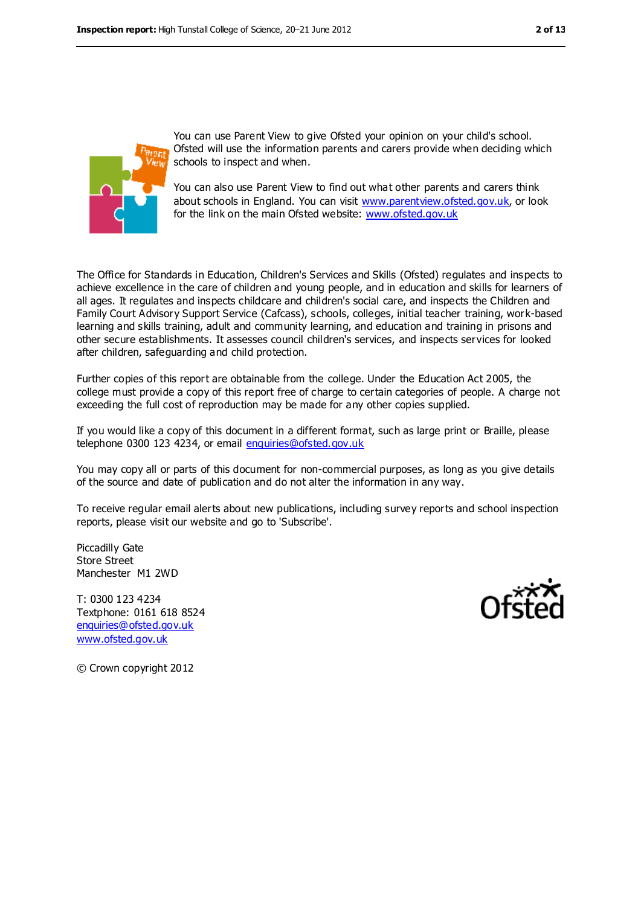You can use Parent View to give Ofsted your opinion on your child's school. Ofsted will use the information parents and carers provide when deciding which schools to inspect and when.

You can also use Parent View to find out what other parents and carers think about schools in England. You can visit www.parentview.ofsted.gov.uk, or look for the link on the main Ofsted website: www.ofsted.gov.uk

The Office for Standards in Education, Children's Services and Skills (Ofsted) regulates and inspects to achieve excellence in the care of children and young people, and in education and skills for learners of all ages. It regulates and inspects childcare and children's social care, and inspects the Children and Family Court Advisory Support Service (Cafcass), schools, colleges, initial teacher training, work-based learning and skills training, adult and community learning, and education and training in prisons and other secure establishments. It assesses council children's services, and inspects services for looked after children, safeguarding and child protection.

Further copies of this report are obtainable from the college. Under the Education Act 2005, the college must provide a copy of this report free of charge to certain categories of people. A charge not exceeding the full cost of reproduction may be made for any other copies supplied.

If you would like a copy of this document in a different format, such as large print or Braille, please telephone 0300 123 4234, or email enquiries@ofsted.gov.uk

You may copy all or parts of this document for non-commercial purposes, as long as you give details of the source and date of publication and do not alter the information in any way.

To receive regular email alerts about new publications, including survey reports and school inspection reports, please visit our website and go to 'Subscribe'.

Piccadilly Gate
Store Street
Manchester M1 2WD

T: 0300 123 4234
Textphone: 0161 618 8524
enquiries@ofsted.gov.uk
www.ofsted.gov.uk

© Crown copyright 2012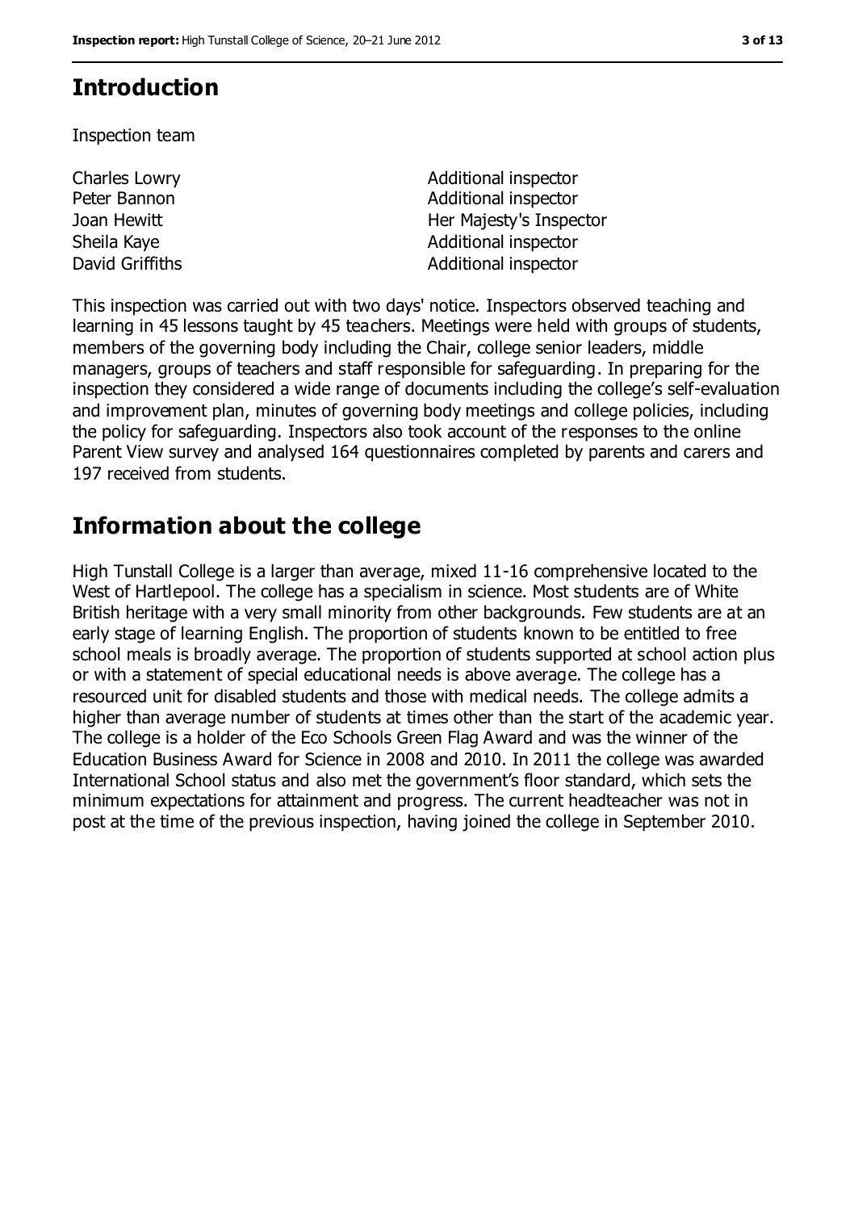## Introduction

Inspection team

| | |
|---|---|
| Charles Lowry | Additional inspector |
| Peter Bannon | Additional inspector |
| Joan Hewitt | Her Majesty's Inspector |
| Sheila Kaye | Additional inspector |
| David Griffiths | Additional inspector |

This inspection was carried out with two days' notice. Inspectors observed teaching and learning in 45 lessons taught by 45 teachers. Meetings were held with groups of students, members of the governing body including the Chair, college senior leaders, middle managers, groups of teachers and staff responsible for safeguarding. In preparing for the inspection they considered a wide range of documents including the college's self-evaluation and improvement plan, minutes of governing body meetings and college policies, including the policy for safeguarding. Inspectors also took account of the responses to the online Parent View survey and analysed 164 questionnaires completed by parents and carers and 197 received from students.

## Information about the college

High Tunstall College is a larger than average, mixed 11-16 comprehensive located to the West of Hartlepool. The college has a specialism in science. Most students are of White British heritage with a very small minority from other backgrounds. Few students are at an early stage of learning English. The proportion of students known to be entitled to free school meals is broadly average. The proportion of students supported at school action plus or with a statement of special educational needs is above average. The college has a resourced unit for disabled students and those with medical needs. The college admits a higher than average number of students at times other than the start of the academic year. The college is a holder of the Eco Schools Green Flag Award and was the winner of the Education Business Award for Science in 2008 and 2010. In 2011 the college was awarded International School status and also met the government's floor standard, which sets the minimum expectations for attainment and progress. The current headteacher was not in post at the time of the previous inspection, having joined the college in September 2010.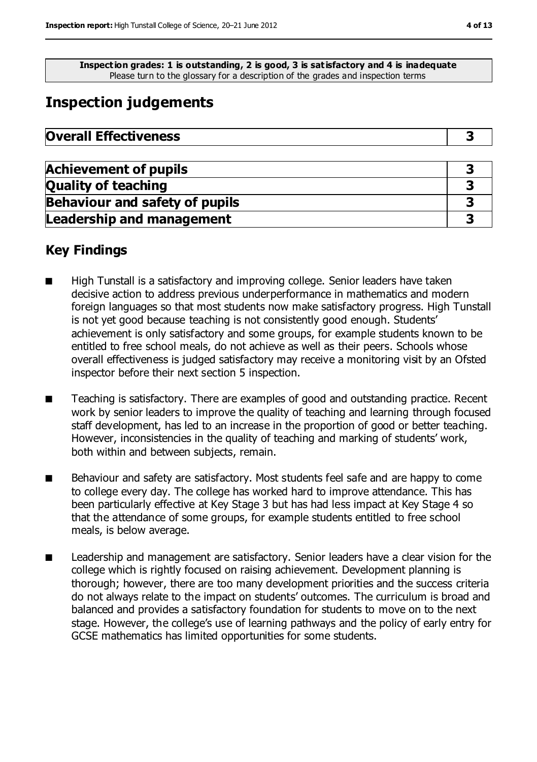**Inspection grades: 1 is outstanding, 2 is good, 3 is satisfactory and 4 is inadequate**
Please turn to the glossary for a description of the grades and inspection terms

## Inspection judgements

| **Overall Effectiveness** | **3** |
|---|---|

| **Achievement of pupils** | **3** |
|---|---|
| **Quality of teaching** | **3** |
| **Behaviour and safety of pupils** | **3** |
| **Leadership and management** | **3** |

### Key Findings

- High Tunstall is a satisfactory and improving college. Senior leaders have taken decisive action to address previous underperformance in mathematics and modern foreign languages so that most students now make satisfactory progress. High Tunstall is not yet good because teaching is not consistently good enough. Students' achievement is only satisfactory and some groups, for example students known to be entitled to free school meals, do not achieve as well as their peers. Schools whose overall effectiveness is judged satisfactory may receive a monitoring visit by an Ofsted inspector before their next section 5 inspection.
- Teaching is satisfactory. There are examples of good and outstanding practice. Recent work by senior leaders to improve the quality of teaching and learning through focused staff development, has led to an increase in the proportion of good or better teaching. However, inconsistencies in the quality of teaching and marking of students' work, both within and between subjects, remain.
- Behaviour and safety are satisfactory. Most students feel safe and are happy to come to college every day. The college has worked hard to improve attendance. This has been particularly effective at Key Stage 3 but has had less impact at Key Stage 4 so that the attendance of some groups, for example students entitled to free school meals, is below average.
- Leadership and management are satisfactory. Senior leaders have a clear vision for the college which is rightly focused on raising achievement. Development planning is thorough; however, there are too many development priorities and the success criteria do not always relate to the impact on students' outcomes. The curriculum is broad and balanced and provides a satisfactory foundation for students to move on to the next stage. However, the college's use of learning pathways and the policy of early entry for GCSE mathematics has limited opportunities for some students.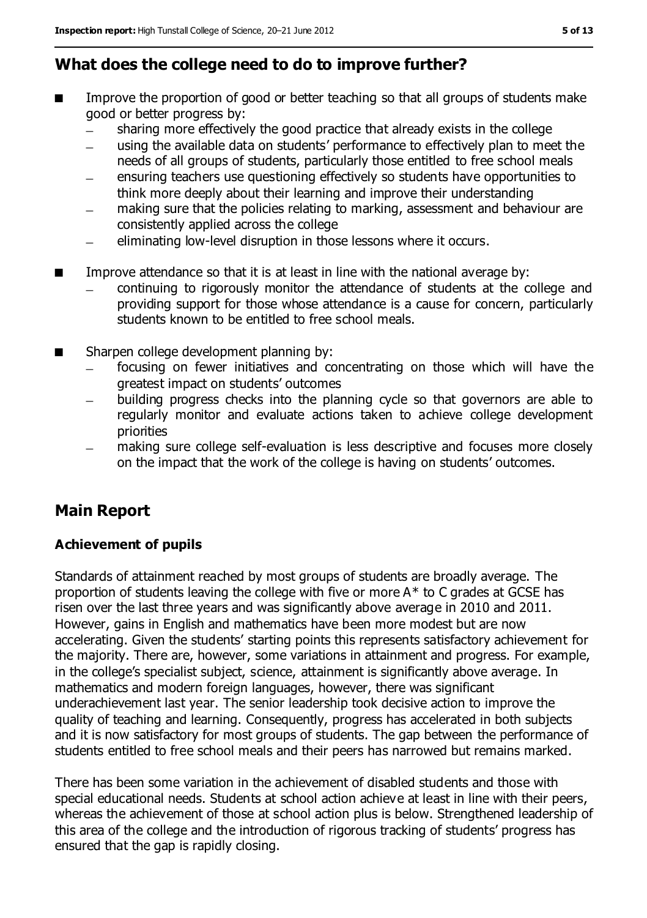## What does the college need to do to improve further?

- Improve the proportion of good or better teaching so that all groups of students make good or better progress by:
  - sharing more effectively the good practice that already exists in the college
  - using the available data on students' performance to effectively plan to meet the needs of all groups of students, particularly those entitled to free school meals
  - ensuring teachers use questioning effectively so students have opportunities to think more deeply about their learning and improve their understanding
  - making sure that the policies relating to marking, assessment and behaviour are consistently applied across the college
  - eliminating low-level disruption in those lessons where it occurs.
- Improve attendance so that it is at least in line with the national average by:
  - continuing to rigorously monitor the attendance of students at the college and providing support for those whose attendance is a cause for concern, particularly students known to be entitled to free school meals.
- Sharpen college development planning by:
  - focusing on fewer initiatives and concentrating on those which will have the greatest impact on students' outcomes
  - building progress checks into the planning cycle so that governors are able to regularly monitor and evaluate actions taken to achieve college development priorities
  - making sure college self-evaluation is less descriptive and focuses more closely on the impact that the work of the college is having on students' outcomes.

## Main Report

### Achievement of pupils

Standards of attainment reached by most groups of students are broadly average. The proportion of students leaving the college with five or more A* to C grades at GCSE has risen over the last three years and was significantly above average in 2010 and 2011. However, gains in English and mathematics have been more modest but are now accelerating. Given the students' starting points this represents satisfactory achievement for the majority. There are, however, some variations in attainment and progress. For example, in the college's specialist subject, science, attainment is significantly above average. In mathematics and modern foreign languages, however, there was significant underachievement last year. The senior leadership took decisive action to improve the quality of teaching and learning. Consequently, progress has accelerated in both subjects and it is now satisfactory for most groups of students. The gap between the performance of students entitled to free school meals and their peers has narrowed but remains marked.

There has been some variation in the achievement of disabled students and those with special educational needs. Students at school action achieve at least in line with their peers, whereas the achievement of those at school action plus is below. Strengthened leadership of this area of the college and the introduction of rigorous tracking of students' progress has ensured that the gap is rapidly closing.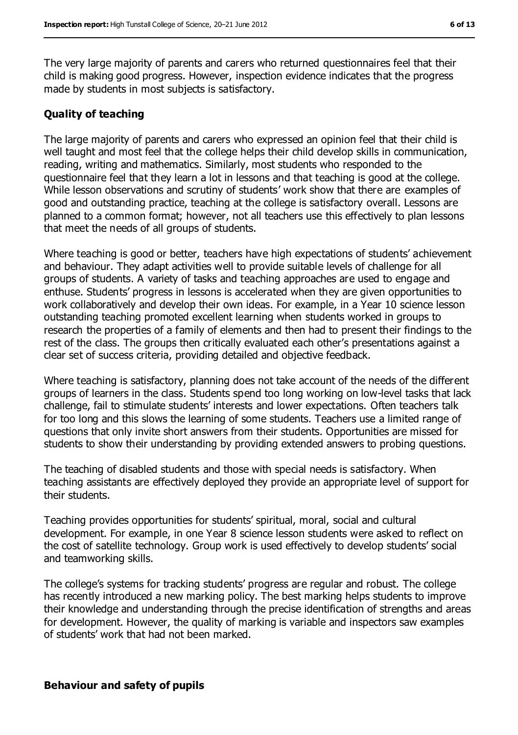The very large majority of parents and carers who returned questionnaires feel that their child is making good progress. However, inspection evidence indicates that the progress made by students in most subjects is satisfactory.

### Quality of teaching

The large majority of parents and carers who expressed an opinion feel that their child is well taught and most feel that the college helps their child develop skills in communication, reading, writing and mathematics. Similarly, most students who responded to the questionnaire feel that they learn a lot in lessons and that teaching is good at the college. While lesson observations and scrutiny of students' work show that there are examples of good and outstanding practice, teaching at the college is satisfactory overall. Lessons are planned to a common format; however, not all teachers use this effectively to plan lessons that meet the needs of all groups of students.

Where teaching is good or better, teachers have high expectations of students' achievement and behaviour. They adapt activities well to provide suitable levels of challenge for all groups of students. A variety of tasks and teaching approaches are used to engage and enthuse. Students' progress in lessons is accelerated when they are given opportunities to work collaboratively and develop their own ideas. For example, in a Year 10 science lesson outstanding teaching promoted excellent learning when students worked in groups to research the properties of a family of elements and then had to present their findings to the rest of the class. The groups then critically evaluated each other's presentations against a clear set of success criteria, providing detailed and objective feedback.

Where teaching is satisfactory, planning does not take account of the needs of the different groups of learners in the class. Students spend too long working on low-level tasks that lack challenge, fail to stimulate students' interests and lower expectations. Often teachers talk for too long and this slows the learning of some students. Teachers use a limited range of questions that only invite short answers from their students. Opportunities are missed for students to show their understanding by providing extended answers to probing questions.

The teaching of disabled students and those with special needs is satisfactory. When teaching assistants are effectively deployed they provide an appropriate level of support for their students.

Teaching provides opportunities for students' spiritual, moral, social and cultural development. For example, in one Year 8 science lesson students were asked to reflect on the cost of satellite technology. Group work is used effectively to develop students' social and teamworking skills.

The college's systems for tracking students' progress are regular and robust. The college has recently introduced a new marking policy. The best marking helps students to improve their knowledge and understanding through the precise identification of strengths and areas for development. However, the quality of marking is variable and inspectors saw examples of students' work that had not been marked.

### Behaviour and safety of pupils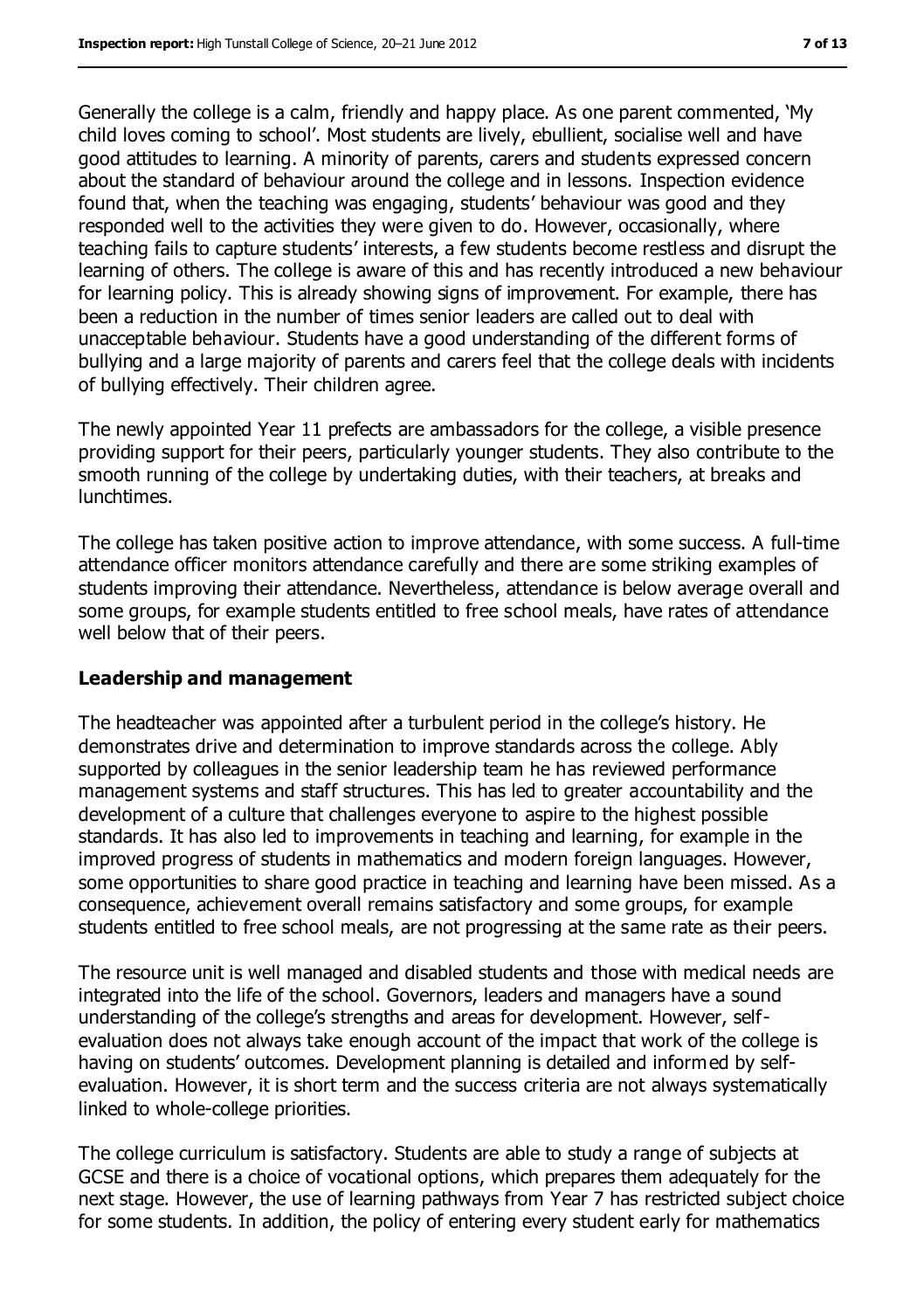Generally the college is a calm, friendly and happy place. As one parent commented, 'My child loves coming to school'. Most students are lively, ebullient, socialise well and have good attitudes to learning. A minority of parents, carers and students expressed concern about the standard of behaviour around the college and in lessons. Inspection evidence found that, when the teaching was engaging, students' behaviour was good and they responded well to the activities they were given to do. However, occasionally, where teaching fails to capture students' interests, a few students become restless and disrupt the learning of others. The college is aware of this and has recently introduced a new behaviour for learning policy. This is already showing signs of improvement. For example, there has been a reduction in the number of times senior leaders are called out to deal with unacceptable behaviour. Students have a good understanding of the different forms of bullying and a large majority of parents and carers feel that the college deals with incidents of bullying effectively. Their children agree.

The newly appointed Year 11 prefects are ambassadors for the college, a visible presence providing support for their peers, particularly younger students. They also contribute to the smooth running of the college by undertaking duties, with their teachers, at breaks and lunchtimes.

The college has taken positive action to improve attendance, with some success. A full-time attendance officer monitors attendance carefully and there are some striking examples of students improving their attendance. Nevertheless, attendance is below average overall and some groups, for example students entitled to free school meals, have rates of attendance well below that of their peers.

**Leadership and management**

The headteacher was appointed after a turbulent period in the college's history. He demonstrates drive and determination to improve standards across the college. Ably supported by colleagues in the senior leadership team he has reviewed performance management systems and staff structures. This has led to greater accountability and the development of a culture that challenges everyone to aspire to the highest possible standards. It has also led to improvements in teaching and learning, for example in the improved progress of students in mathematics and modern foreign languages. However, some opportunities to share good practice in teaching and learning have been missed. As a consequence, achievement overall remains satisfactory and some groups, for example students entitled to free school meals, are not progressing at the same rate as their peers.

The resource unit is well managed and disabled students and those with medical needs are integrated into the life of the school. Governors, leaders and managers have a sound understanding of the college's strengths and areas for development. However, self-evaluation does not always take enough account of the impact that work of the college is having on students' outcomes. Development planning is detailed and informed by self-evaluation. However, it is short term and the success criteria are not always systematically linked to whole-college priorities.

The college curriculum is satisfactory. Students are able to study a range of subjects at GCSE and there is a choice of vocational options, which prepares them adequately for the next stage. However, the use of learning pathways from Year 7 has restricted subject choice for some students. In addition, the policy of entering every student early for mathematics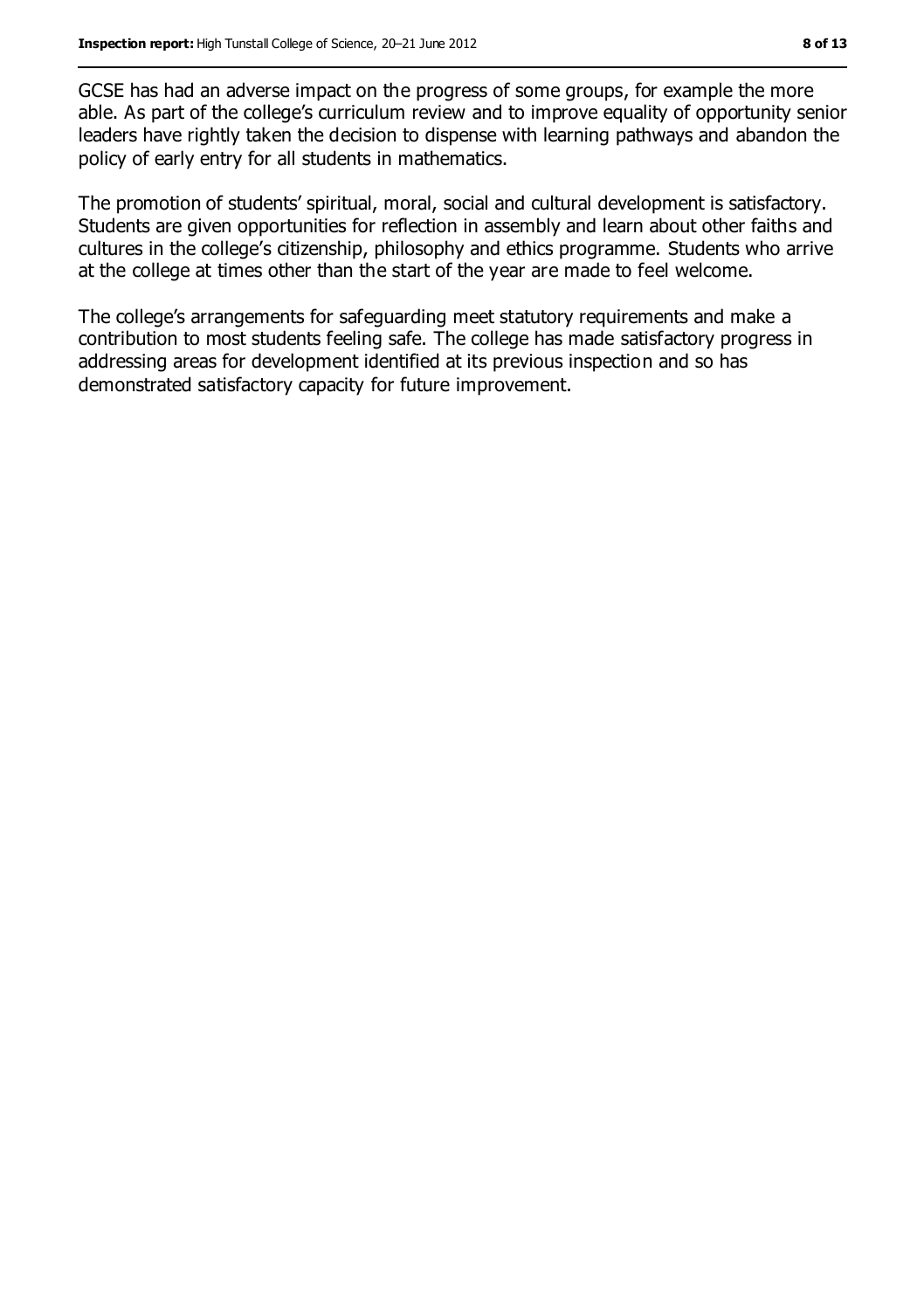GCSE has had an adverse impact on the progress of some groups, for example the more able. As part of the college's curriculum review and to improve equality of opportunity senior leaders have rightly taken the decision to dispense with learning pathways and abandon the policy of early entry for all students in mathematics.

The promotion of students' spiritual, moral, social and cultural development is satisfactory. Students are given opportunities for reflection in assembly and learn about other faiths and cultures in the college's citizenship, philosophy and ethics programme. Students who arrive at the college at times other than the start of the year are made to feel welcome.

The college's arrangements for safeguarding meet statutory requirements and make a contribution to most students feeling safe. The college has made satisfactory progress in addressing areas for development identified at its previous inspection and so has demonstrated satisfactory capacity for future improvement.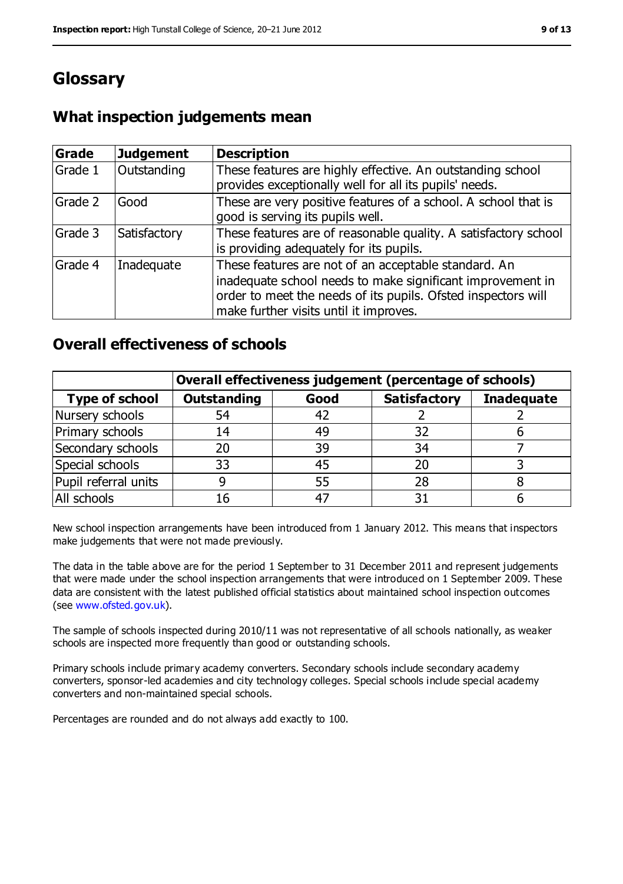# Glossary

## What inspection judgements mean

| Grade | Judgement | Description |
| --- | --- | --- |
| Grade 1 | Outstanding | These features are highly effective. An outstanding school provides exceptionally well for all its pupils' needs. |
| Grade 2 | Good | These are very positive features of a school. A school that is good is serving its pupils well. |
| Grade 3 | Satisfactory | These features are of reasonable quality. A satisfactory school is providing adequately for its pupils. |
| Grade 4 | Inadequate | These features are not of an acceptable standard. An inadequate school needs to make significant improvement in order to meet the needs of its pupils. Ofsted inspectors will make further visits until it improves. |

## Overall effectiveness of schools

| | Overall effectiveness judgement (percentage of schools) | | | |
| --- | --- | --- | --- | --- |
| **Type of school** | **Outstanding** | **Good** | **Satisfactory** | **Inadequate** |
| Nursery schools | 54 | 42 | 2 | 2 |
| Primary schools | 14 | 49 | 32 | 6 |
| Secondary schools | 20 | 39 | 34 | 7 |
| Special schools | 33 | 45 | 20 | 3 |
| Pupil referral units | 9 | 55 | 28 | 8 |
| All schools | 16 | 47 | 31 | 6 |

New school inspection arrangements have been introduced from 1 January 2012. This means that inspectors make judgements that were not made previously.

The data in the table above are for the period 1 September to 31 December 2011 and represent judgements that were made under the school inspection arrangements that were introduced on 1 September 2009. These data are consistent with the latest published official statistics about maintained school inspection outcomes (see www.ofsted.gov.uk).

The sample of schools inspected during 2010/11 was not representative of all schools nationally, as weaker schools are inspected more frequently than good or outstanding schools.

Primary schools include primary academy converters. Secondary schools include secondary academy converters, sponsor-led academies and city technology colleges. Special schools include special academy converters and non-maintained special schools.

Percentages are rounded and do not always add exactly to 100.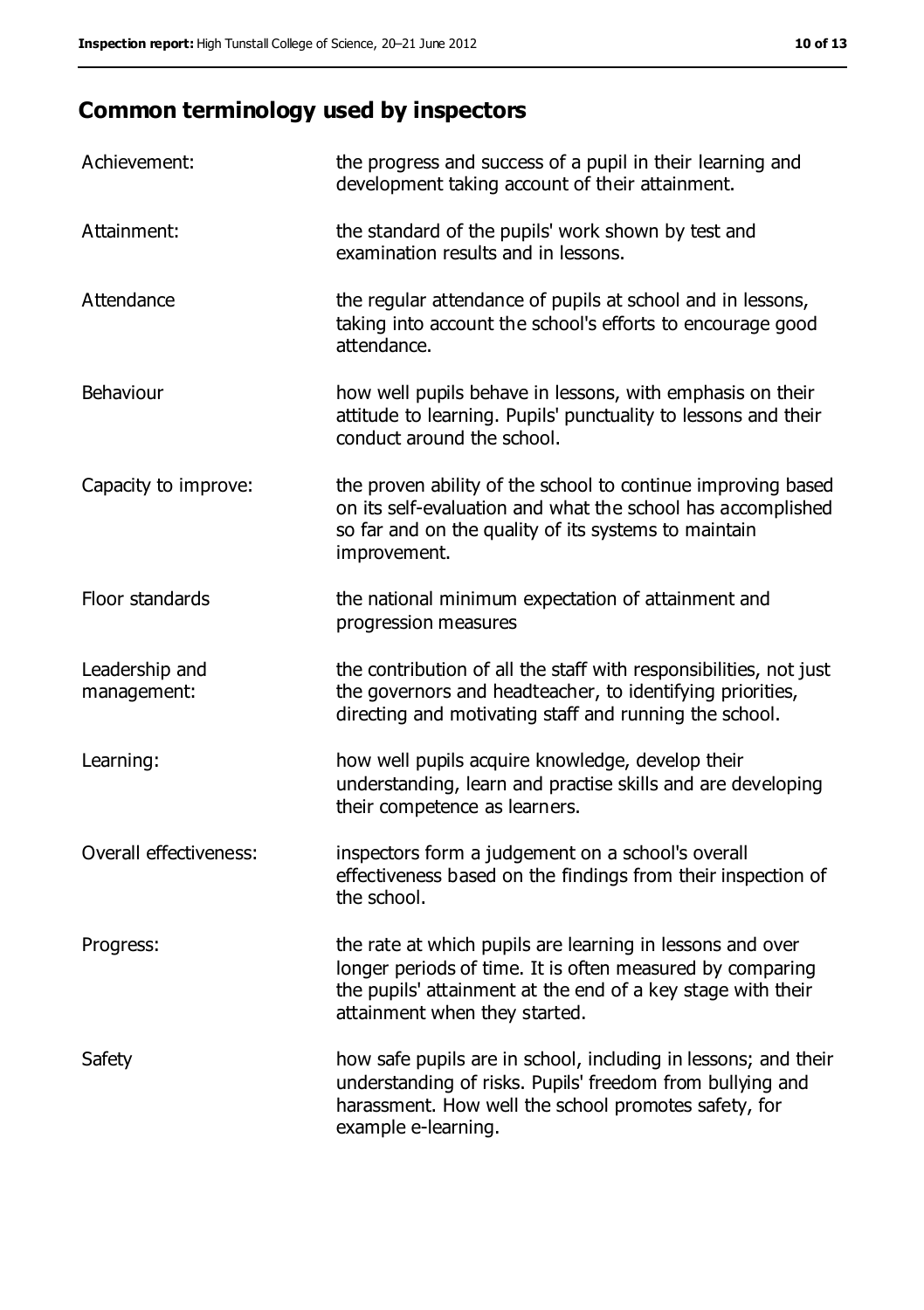## Common terminology used by inspectors

| | |
|---|---|
| Achievement: | the progress and success of a pupil in their learning and development taking account of their attainment. |
| Attainment: | the standard of the pupils' work shown by test and examination results and in lessons. |
| Attendance | the regular attendance of pupils at school and in lessons, taking into account the school's efforts to encourage good attendance. |
| Behaviour | how well pupils behave in lessons, with emphasis on their attitude to learning. Pupils' punctuality to lessons and their conduct around the school. |
| Capacity to improve: | the proven ability of the school to continue improving based on its self-evaluation and what the school has accomplished so far and on the quality of its systems to maintain improvement. |
| Floor standards | the national minimum expectation of attainment and progression measures |
| Leadership and management: | the contribution of all the staff with responsibilities, not just the governors and headteacher, to identifying priorities, directing and motivating staff and running the school. |
| Learning: | how well pupils acquire knowledge, develop their understanding, learn and practise skills and are developing their competence as learners. |
| Overall effectiveness: | inspectors form a judgement on a school's overall effectiveness based on the findings from their inspection of the school. |
| Progress: | the rate at which pupils are learning in lessons and over longer periods of time. It is often measured by comparing the pupils' attainment at the end of a key stage with their attainment when they started. |
| Safety | how safe pupils are in school, including in lessons; and their understanding of risks. Pupils' freedom from bullying and harassment. How well the school promotes safety, for example e-learning. |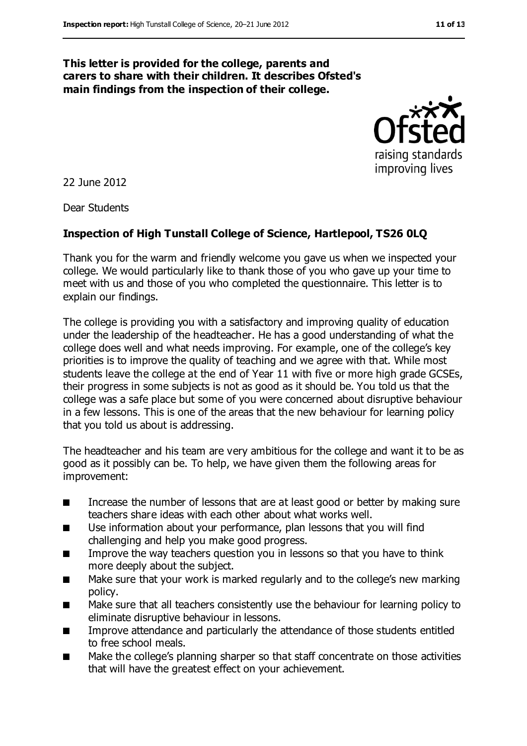**This letter is provided for the college, parents and carers to share with their children. It describes Ofsted's main findings from the inspection of their college.**

22 June 2012

Dear Students

**Inspection of High Tunstall College of Science, Hartlepool, TS26 0LQ**

Thank you for the warm and friendly welcome you gave us when we inspected your college. We would particularly like to thank those of you who gave up your time to meet with us and those of you who completed the questionnaire. This letter is to explain our findings.

The college is providing you with a satisfactory and improving quality of education under the leadership of the headteacher. He has a good understanding of what the college does well and what needs improving. For example, one of the college's key priorities is to improve the quality of teaching and we agree with that. While most students leave the college at the end of Year 11 with five or more high grade GCSEs, their progress in some subjects is not as good as it should be. You told us that the college was a safe place but some of you were concerned about disruptive behaviour in a few lessons. This is one of the areas that the new behaviour for learning policy that you told us about is addressing.

The headteacher and his team are very ambitious for the college and want it to be as good as it possibly can be. To help, we have given them the following areas for improvement:

- Increase the number of lessons that are at least good or better by making sure teachers share ideas with each other about what works well.
- Use information about your performance, plan lessons that you will find challenging and help you make good progress.
- Improve the way teachers question you in lessons so that you have to think more deeply about the subject.
- Make sure that your work is marked regularly and to the college's new marking policy.
- Make sure that all teachers consistently use the behaviour for learning policy to eliminate disruptive behaviour in lessons.
- Improve attendance and particularly the attendance of those students entitled to free school meals.
- Make the college's planning sharper so that staff concentrate on those activities that will have the greatest effect on your achievement.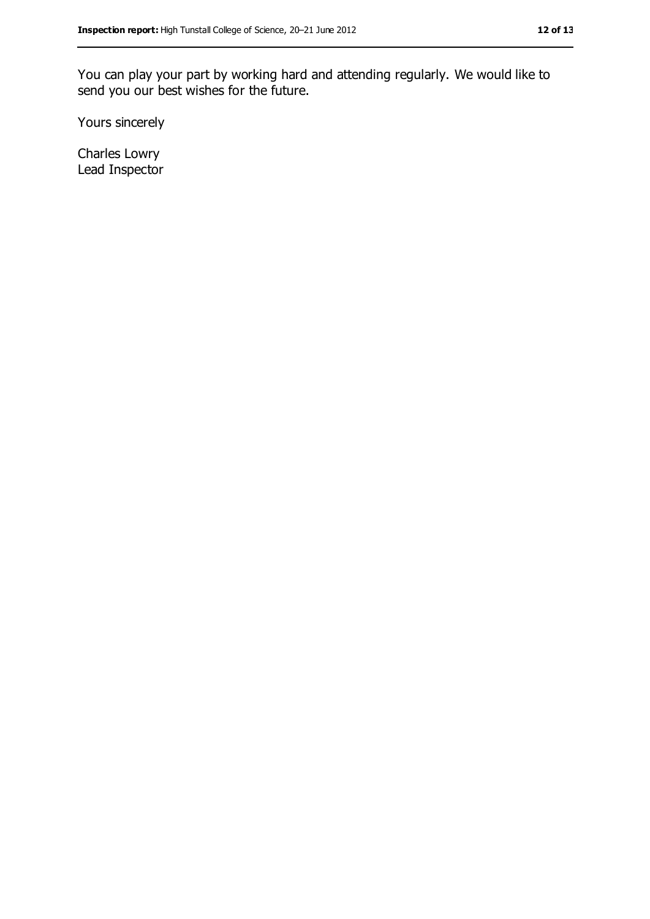You can play your part by working hard and attending regularly. We would like to send you our best wishes for the future.

Yours sincerely

Charles Lowry
Lead Inspector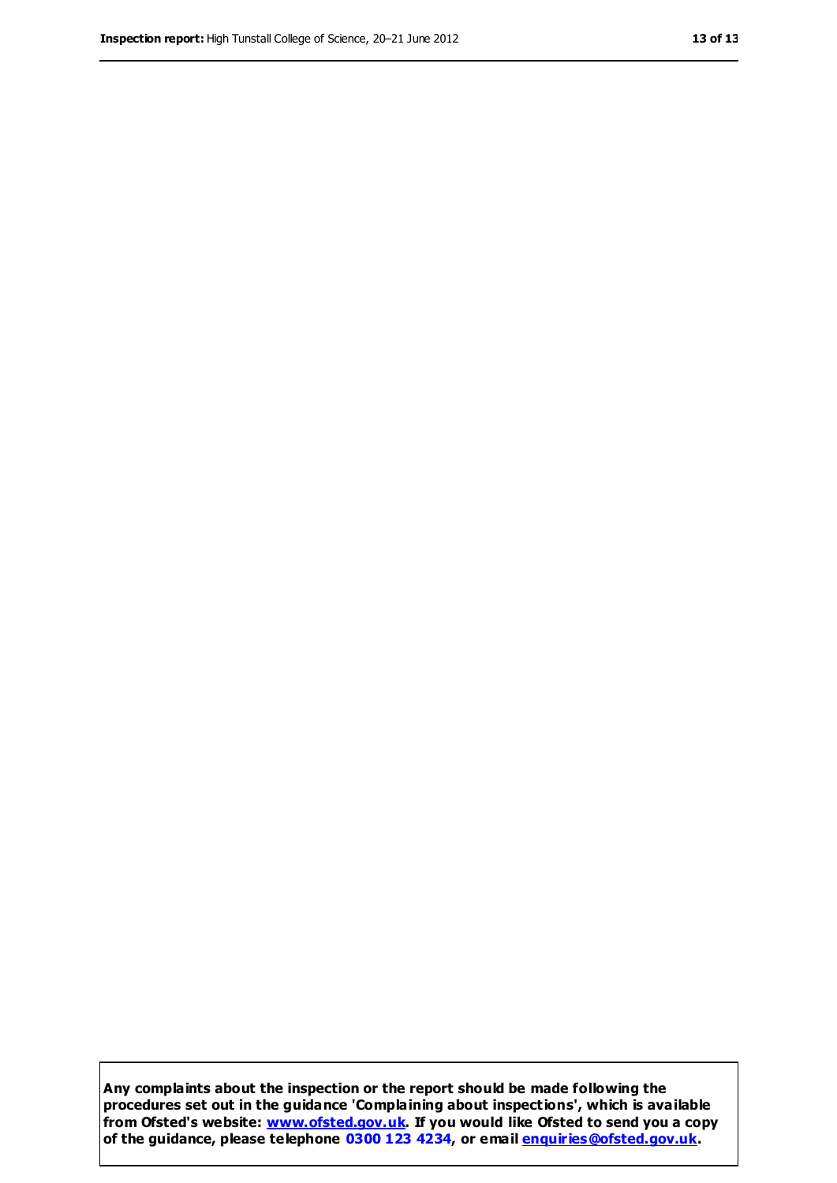**Any complaints about the inspection or the report should be made following the procedures set out in the guidance 'Complaining about inspections', which is available from Ofsted's website: [www.ofsted.gov.uk](http://www.ofsted.gov.uk). If you would like Ofsted to send you a copy of the guidance, please telephone 0300 123 4234, or email [enquiries@ofsted.gov.uk](mailto:enquiries@ofsted.gov.uk).**